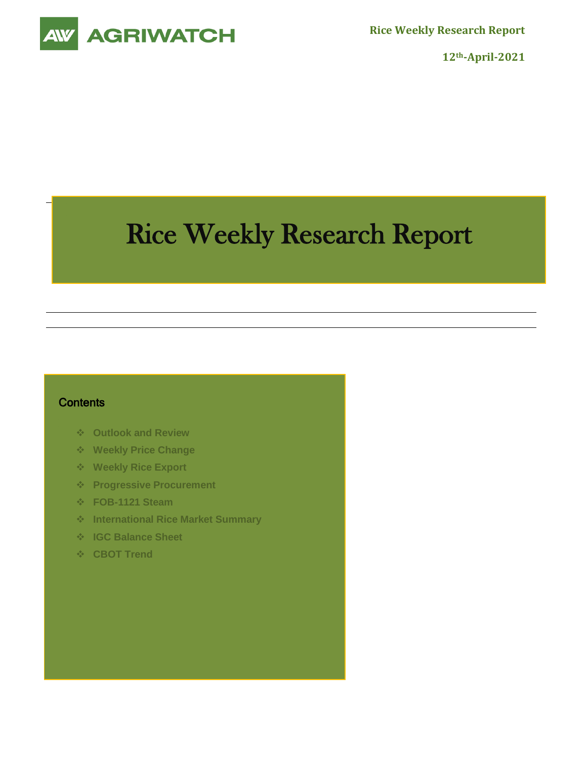AGRIWATCH

Rice Weekly Research Report

12th-April-2021

# Rice Weekly Research Report

## Contents

- Outlook and Review
- Weekly Price Change
- Weekly Rice Export
- Progressive Procurement
- FOB-1121 Steam
- International Rice Market Summary
- IGC Balance Sheet
- CBOT Trend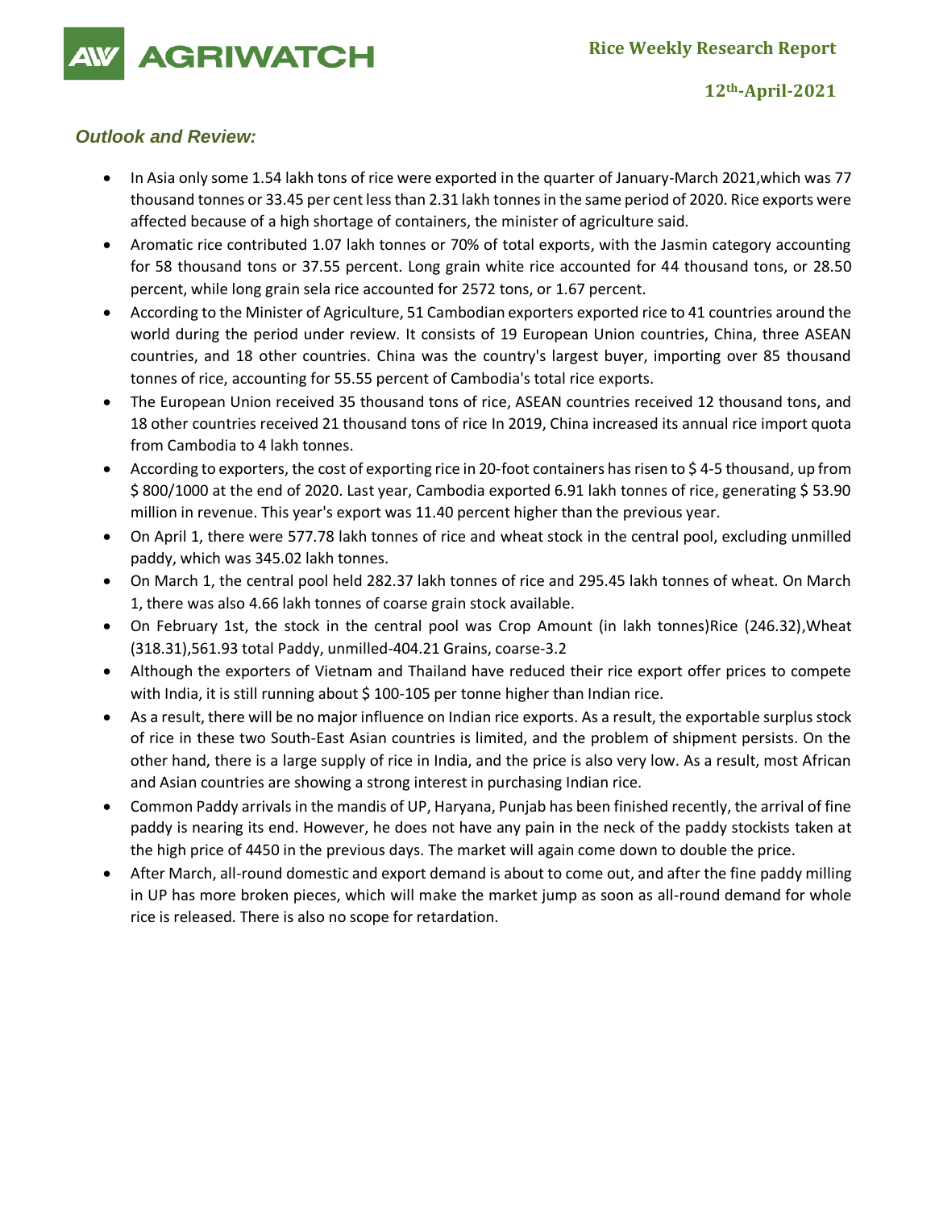### *Outlook and Review:*

- In Asia only some 1.54 lakh tons of rice were exported in the quarter of January-March 2021,which was 77 thousand tonnes or 33.45 per cent less than 2.31 lakh tonnes in the same period of 2020. Rice exports were affected because of a high shortage of containers, the minister of agriculture said.
- Aromatic rice contributed 1.07 lakh tonnes or 70% of total exports, with the Jasmin category accounting for 58 thousand tons or 37.55 percent. Long grain white rice accounted for 44 thousand tons, or 28.50 percent, while long grain sela rice accounted for 2572 tons, or 1.67 percent.
- According to the Minister of Agriculture, 51 Cambodian exporters exported rice to 41 countries around the world during the period under review. It consists of 19 European Union countries, China, three ASEAN countries, and 18 other countries. China was the country's largest buyer, importing over 85 thousand tonnes of rice, accounting for 55.55 percent of Cambodia's total rice exports.
- The European Union received 35 thousand tons of rice, ASEAN countries received 12 thousand tons, and 18 other countries received 21 thousand tons of rice In 2019, China increased its annual rice import quota from Cambodia to 4 lakh tonnes.
- According to exporters, the cost of exporting rice in 20-foot containers has risen to $ 4-5 thousand, up from $ 800/1000 at the end of 2020. Last year, Cambodia exported 6.91 lakh tonnes of rice, generating $ 53.90 million in revenue. This year's export was 11.40 percent higher than the previous year.
- On April 1, there were 577.78 lakh tonnes of rice and wheat stock in the central pool, excluding unmilled paddy, which was 345.02 lakh tonnes.
- On March 1, the central pool held 282.37 lakh tonnes of rice and 295.45 lakh tonnes of wheat. On March 1, there was also 4.66 lakh tonnes of coarse grain stock available.
- On February 1st, the stock in the central pool was Crop Amount (in lakh tonnes)Rice (246.32),Wheat (318.31),561.93 total Paddy, unmilled-404.21 Grains, coarse-3.2
- Although the exporters of Vietnam and Thailand have reduced their rice export offer prices to compete with India, it is still running about $ 100-105 per tonne higher than Indian rice.
- As a result, there will be no major influence on Indian rice exports. As a result, the exportable surplus stock of rice in these two South-East Asian countries is limited, and the problem of shipment persists. On the other hand, there is a large supply of rice in India, and the price is also very low. As a result, most African and Asian countries are showing a strong interest in purchasing Indian rice.
- Common Paddy arrivals in the mandis of UP, Haryana, Punjab has been finished recently, the arrival of fine paddy is nearing its end. However, he does not have any pain in the neck of the paddy stockists taken at the high price of 4450 in the previous days. The market will again come down to double the price.
- After March, all-round domestic and export demand is about to come out, and after the fine paddy milling in UP has more broken pieces, which will make the market jump as soon as all-round demand for whole rice is released. There is also no scope for retardation.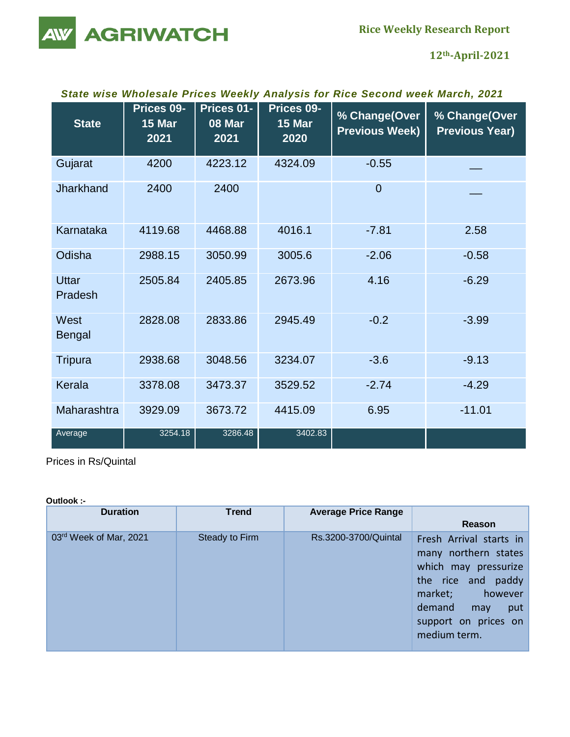### *State wise Wholesale Prices Weekly Analysis for Rice Second week March, 2021*

| State | Prices 09-15 Mar 2021 | Prices 01-08 Mar 2021 | Prices 09-15 Mar 2020 | % Change(Over Previous Week) | % Change(Over Previous Year) |
|---|---|---|---|---|---|
| Gujarat | 4200 | 4223.12 | 4324.09 | -0.55 | __ |
| Jharkhand | 2400 | 2400 | | 0 | __ |
| Karnataka | 4119.68 | 4468.88 | 4016.1 | -7.81 | 2.58 |
| Odisha | 2988.15 | 3050.99 | 3005.6 | -2.06 | -0.58 |
| Uttar Pradesh | 2505.84 | 2405.85 | 2673.96 | 4.16 | -6.29 |
| West Bengal | 2828.08 | 2833.86 | 2945.49 | -0.2 | -3.99 |
| Tripura | 2938.68 | 3048.56 | 3234.07 | -3.6 | -9.13 |
| Kerala | 3378.08 | 3473.37 | 3529.52 | -2.74 | -4.29 |
| Maharashtra | 3929.09 | 3673.72 | 4415.09 | 6.95 | -11.01 |
| Average | 3254.18 | 3286.48 | 3402.83 | | |

Prices in Rs/Quintal

**Outlook :-**

| Duration | Trend | Average Price Range | Reason |
|---|---|---|---|
| 03rd Week of Mar, 2021 | Steady to Firm | Rs.3200-3700/Quintal | Fresh Arrival starts in many northern states which may pressurize the rice and paddy market; however demand may put support on prices on medium term. |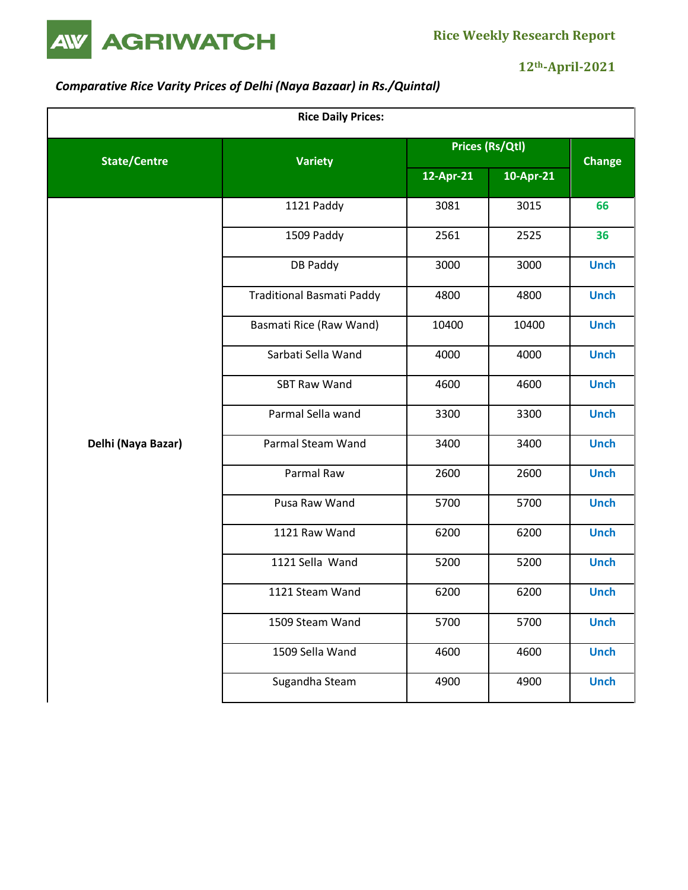*Comparative Rice Varity Prices of Delhi (Naya Bazaar) in Rs./Quintal)*

**Rice Daily Prices:**

| State/Centre | Variety | Prices (Rs/Qtl) | | Change |
|---|---|---|---|---|
| | | 12-Apr-21 | 10-Apr-21 | |
| Delhi (Naya Bazar) | 1121 Paddy | 3081 | 3015 | 66 |
| | 1509 Paddy | 2561 | 2525 | 36 |
| | DB Paddy | 3000 | 3000 | Unch |
| | Traditional Basmati Paddy | 4800 | 4800 | Unch |
| | Basmati Rice (Raw Wand) | 10400 | 10400 | Unch |
| | Sarbati Sella Wand | 4000 | 4000 | Unch |
| | SBT Raw Wand | 4600 | 4600 | Unch |
| | Parmal Sella wand | 3300 | 3300 | Unch |
| | Parmal Steam Wand | 3400 | 3400 | Unch |
| | Parmal Raw | 2600 | 2600 | Unch |
| | Pusa Raw Wand | 5700 | 5700 | Unch |
| | 1121 Raw Wand | 6200 | 6200 | Unch |
| | 1121 Sella Wand | 5200 | 5200 | Unch |
| | 1121 Steam Wand | 6200 | 6200 | Unch |
| | 1509 Steam Wand | 5700 | 5700 | Unch |
| | 1509 Sella Wand | 4600 | 4600 | Unch |
| | Sugandha Steam | 4900 | 4900 | Unch |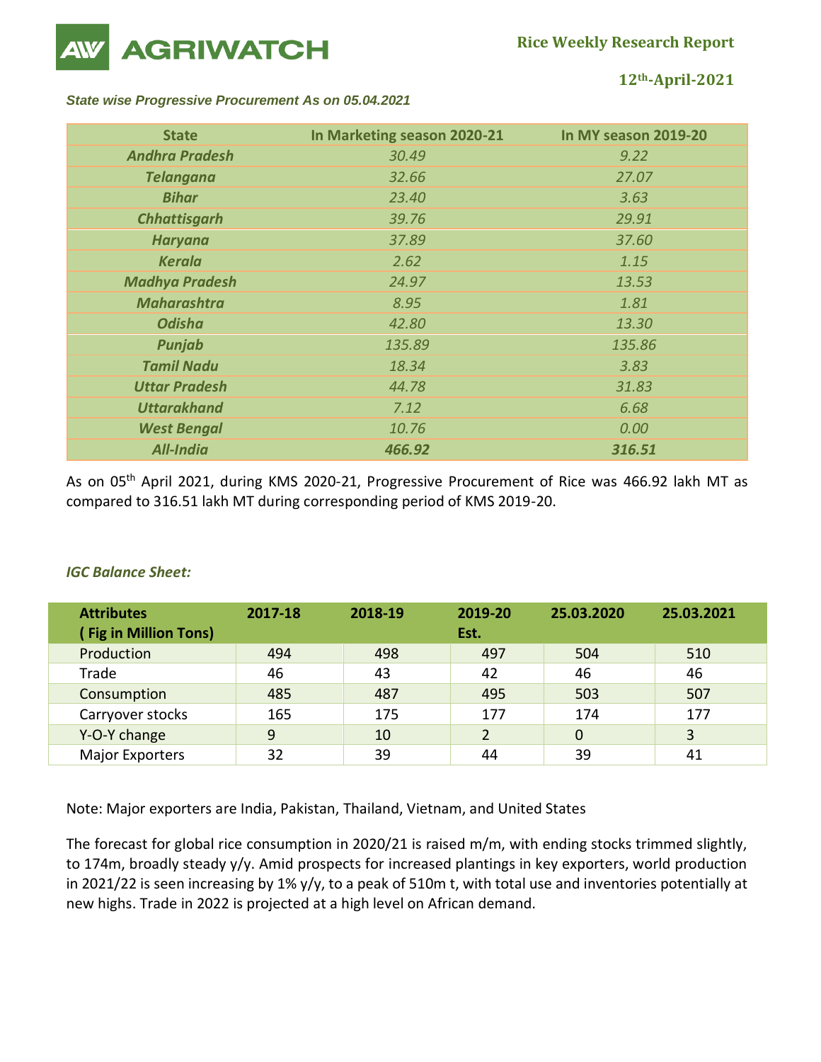*State wise Progressive Procurement As on 05.04.2021*

| State | In Marketing season 2020-21 | In MY season 2019-20 |
|---|---|---|
| ***Andhra Pradesh*** | *30.49* | *9.22* |
| ***Telangana*** | *32.66* | *27.07* |
| ***Bihar*** | *23.40* | *3.63* |
| ***Chhattisgarh*** | *39.76* | *29.91* |
| ***Haryana*** | *37.89* | *37.60* |
| ***Kerala*** | *2.62* | *1.15* |
| ***Madhya Pradesh*** | *24.97* | *13.53* |
| ***Maharashtra*** | *8.95* | *1.81* |
| ***Odisha*** | *42.80* | *13.30* |
| ***Punjab*** | *135.89* | *135.86* |
| ***Tamil Nadu*** | *18.34* | *3.83* |
| ***Uttar Pradesh*** | *44.78* | *31.83* |
| ***Uttarakhand*** | *7.12* | *6.68* |
| ***West Bengal*** | *10.76* | *0.00* |
| ***All-India*** | ***466.92*** | ***316.51*** |

As on 05th April 2021, during KMS 2020-21, Progressive Procurement of Rice was 466.92 lakh MT as compared to 316.51 lakh MT during corresponding period of KMS 2019-20.

***IGC Balance Sheet:***

| **Attributes ( Fig in Million Tons)** | **2017-18** | **2018-19** | **2019-20 Est.** | **25.03.2020** | **25.03.2021** |
|---|---|---|---|---|---|
| Production | 494 | 498 | 497 | 504 | 510 |
| Trade | 46 | 43 | 42 | 46 | 46 |
| Consumption | 485 | 487 | 495 | 503 | 507 |
| Carryover stocks | 165 | 175 | 177 | 174 | 177 |
| Y-O-Y change | 9 | 10 | 2 | 0 | 3 |
| Major Exporters | 32 | 39 | 44 | 39 | 41 |

Note: Major exporters are India, Pakistan, Thailand, Vietnam, and United States

The forecast for global rice consumption in 2020/21 is raised m/m, with ending stocks trimmed slightly, to 174m, broadly steady y/y. Amid prospects for increased plantings in key exporters, world production in 2021/22 is seen increasing by 1% y/y, to a peak of 510m t, with total use and inventories potentially at new highs. Trade in 2022 is projected at a high level on African demand.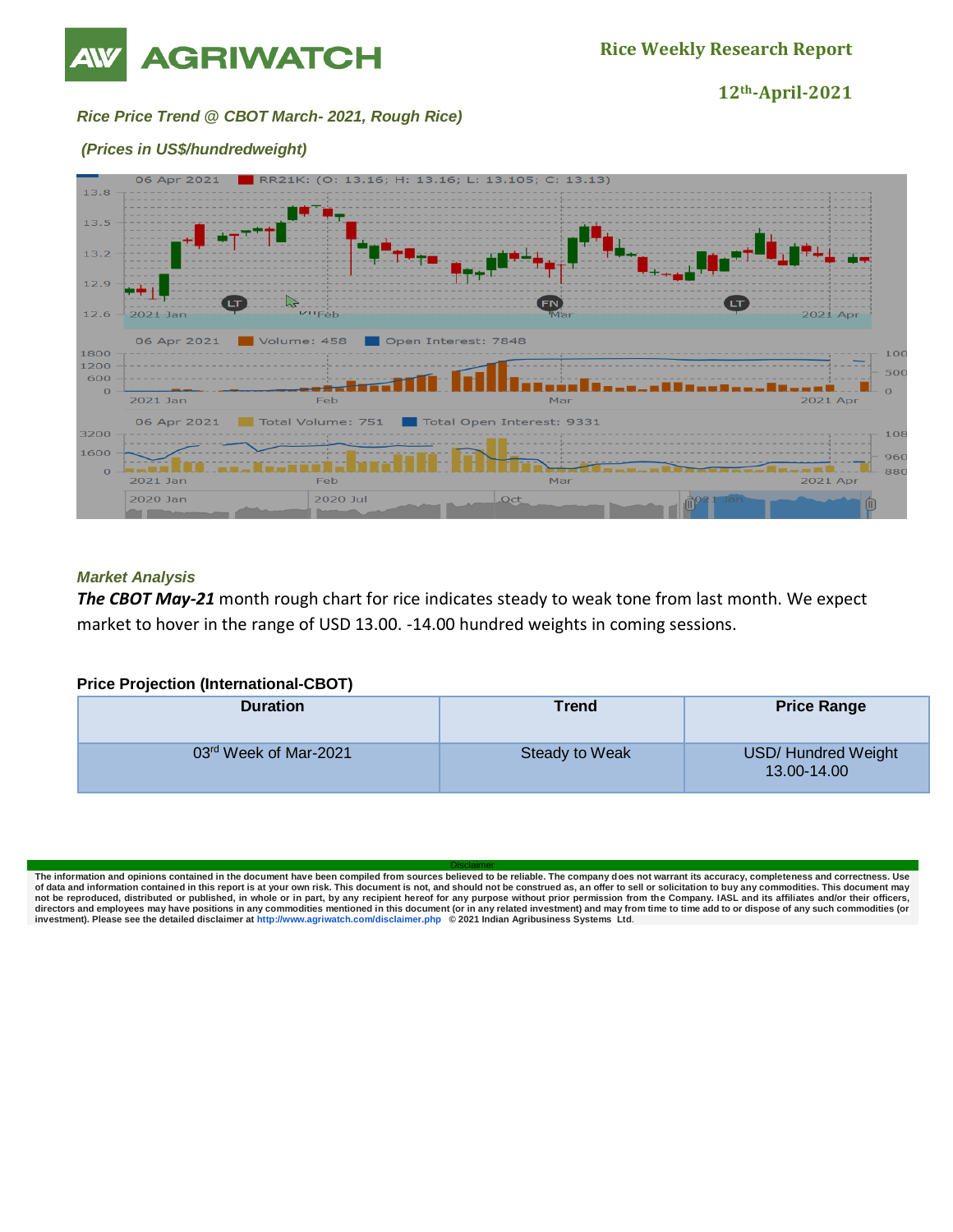Rice Weekly Research Report

12th-April-2021

*Rice Price Trend @ CBOT March- 2021, Rough Rice)*

*(Prices in US$/hundredweight)*

06 Apr 2021 RR21K: (O: 13.16; H: 13.16; L: 13.105; C: 13.13)

13.8
13.5
13.2
12.9
12.6

LT FN LT

2021 Jan Feb Mar 2021 Apr

06 Apr 2021 Volume: 458 Open Interest: 7848

1800
1200
600
0

100
500
0

2021 Jan Feb Mar 2021 Apr

06 Apr 2021 Total Volume: 751 Total Open Interest: 9331

3200
1600
0

108
960
880

2021 Jan Feb Mar 2021 Apr

2020 Jan 2020 Jul Oct 2021 Jan

### Market Analysis

***The CBOT May-21*** month rough chart for rice indicates steady to weak tone from last month. We expect market to hover in the range of USD 13.00. -14.00 hundred weights in coming sessions.

**Price Projection (International-CBOT)**

| Duration | Trend | Price Range |
|---|---|---|
| 03rd Week of Mar-2021 | Steady to Weak | USD/ Hundred Weight 13.00-14.00 |

Disclaimer

The information and opinions contained in the document have been compiled from sources believed to be reliable. The company does not warrant its accuracy, completeness and correctness. Use of data and information contained in this report is at your own risk. This document is not, and should not be construed as, an offer to sell or solicitation to buy any commodities. This document may not be reproduced, distributed or published, in whole or in part, by any recipient hereof for any purpose without prior permission from the Company. IASL and its affiliates and/or their officers, directors and employees may have positions in any commodities mentioned in this document (or in any related investment) and may from time to time add to or dispose of any such commodities (or investment). Please see the detailed disclaimer at http://www.agriwatch.com/disclaimer.php © 2021 Indian Agribusiness Systems Ltd.